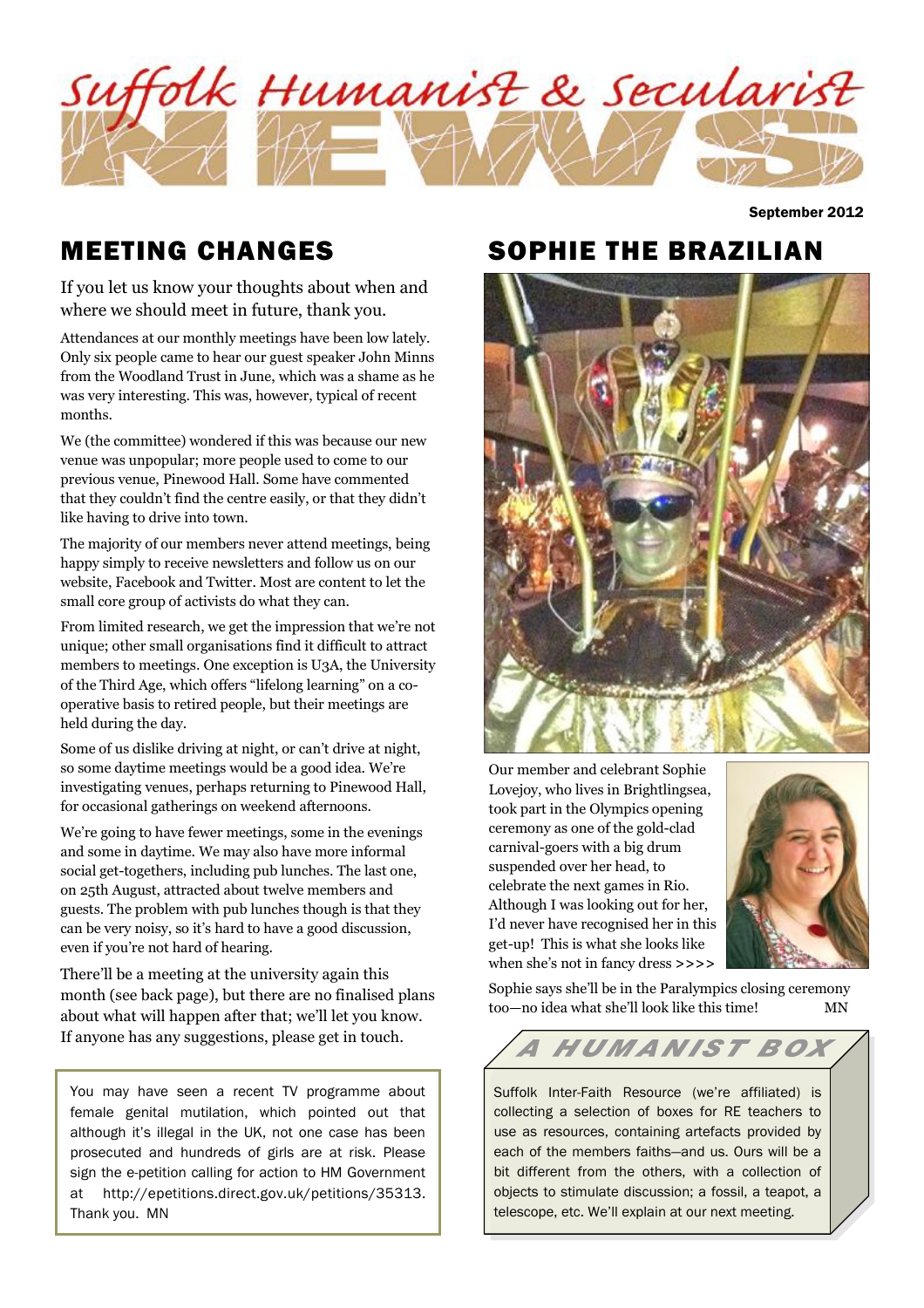# Suffolk Humanist & Secularist NEWS

September 2012

## MEETING CHANGES

If you let us know your thoughts about when and where we should meet in future, thank you.

Attendances at our monthly meetings have been low lately. Only six people came to hear our guest speaker John Minns from the Woodland Trust in June, which was a shame as he was very interesting. This was, however, typical of recent months.

We (the committee) wondered if this was because our new venue was unpopular; more people used to come to our previous venue, Pinewood Hall. Some have commented that they couldn't find the centre easily, or that they didn't like having to drive into town.

The majority of our members never attend meetings, being happy simply to receive newsletters and follow us on our website, Facebook and Twitter. Most are content to let the small core group of activists do what they can.

From limited research, we get the impression that we're not unique; other small organisations find it difficult to attract members to meetings. One exception is U3A, the University of the Third Age, which offers "lifelong learning" on a co-operative basis to retired people, but their meetings are held during the day.

Some of us dislike driving at night, or can't drive at night, so some daytime meetings would be a good idea. We're investigating venues, perhaps returning to Pinewood Hall, for occasional gatherings on weekend afternoons.

We're going to have fewer meetings, some in the evenings and some in daytime. We may also have more informal social get-togethers, including pub lunches. The last one, on 25th August, attracted about twelve members and guests. The problem with pub lunches though is that they can be very noisy, so it's hard to have a good discussion, even if you're not hard of hearing.

There'll be a meeting at the university again this month (see back page), but there are no finalised plans about what will happen after that; we'll let you know. If anyone has any suggestions, please get in touch.

> You may have seen a recent TV programme about female genital mutilation, which pointed out that although it's illegal in the UK, not one case has been prosecuted and hundreds of girls are at risk. Please sign the e-petition calling for action to HM Government at http://epetitions.direct.gov.uk/petitions/35313. Thank you. MN

## SOPHIE THE BRAZILIAN

Our member and celebrant Sophie Lovejoy, who lives in Brightlingsea, took part in the Olympics opening ceremony as one of the gold-clad carnival-goers with a big drum suspended over her head, to celebrate the next games in Rio. Although I was looking out for her, I'd never have recognised her in this get-up! This is what she looks like when she's not in fancy dress >>>>

Sophie says she'll be in the Paralympics closing ceremony too—no idea what she'll look like this time! MN

## A HUMANIST BOX

Suffolk Inter-Faith Resource (we're affiliated) is collecting a selection of boxes for RE teachers to use as resources, containing artefacts provided by each of the members faiths—and us. Ours will be a bit different from the others, with a collection of objects to stimulate discussion; a fossil, a teapot, a telescope, etc. We'll explain at our next meeting.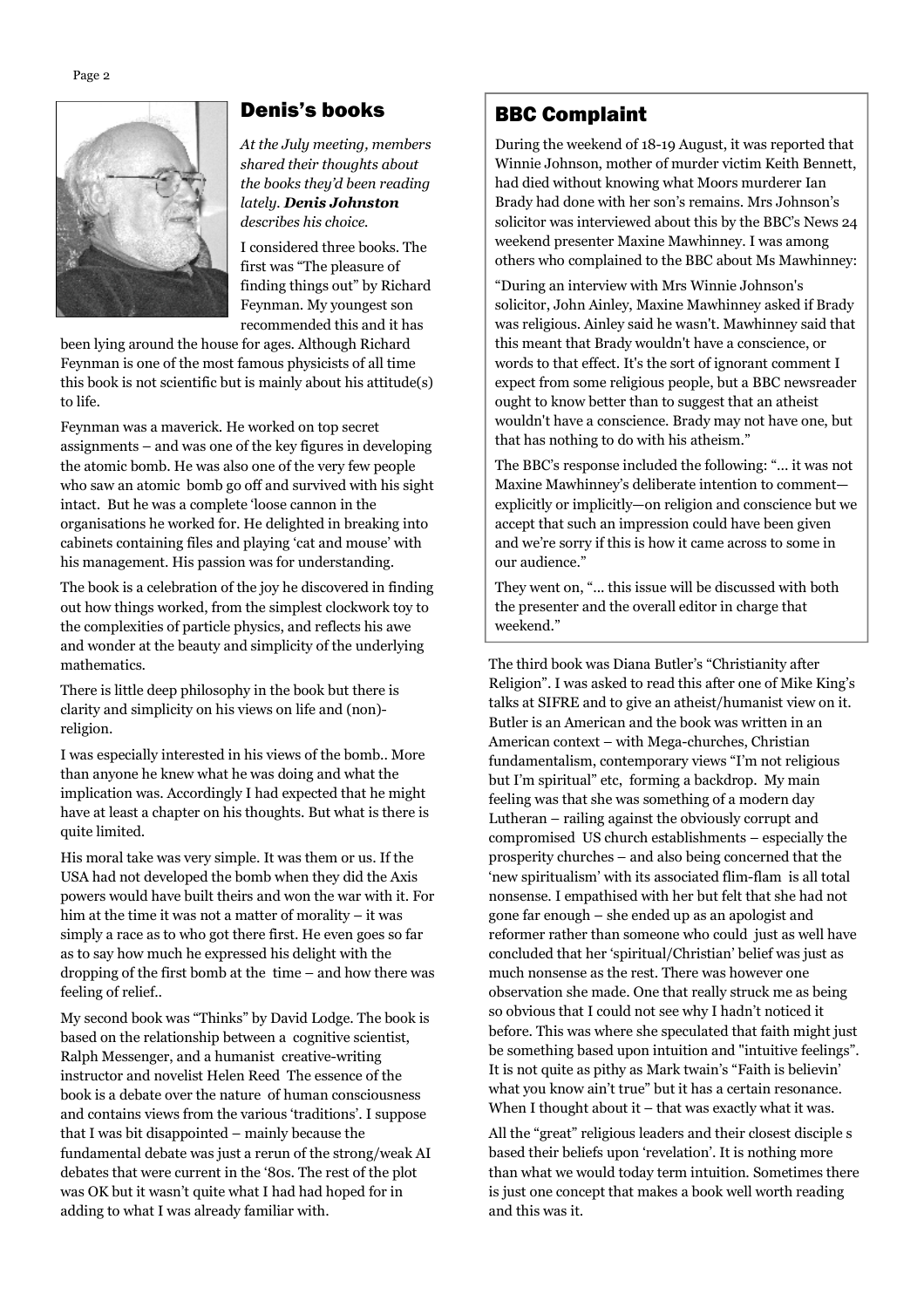## Denis's books

*At the July meeting, members shared their thoughts about the books they'd been reading lately.* ***Denis Johnston*** *describes his choice.*

I considered three books. The first was "The pleasure of finding things out" by Richard Feynman. My youngest son recommended this and it has been lying around the house for ages. Although Richard Feynman is one of the most famous physicists of all time this book is not scientific but is mainly about his attitude(s) to life.

Feynman was a maverick. He worked on top secret assignments – and was one of the key figures in developing the atomic bomb. He was also one of the very few people who saw an atomic bomb go off and survived with his sight intact. But he was a complete 'loose cannon in the organisations he worked for. He delighted in breaking into cabinets containing files and playing 'cat and mouse' with his management. His passion was for understanding.

The book is a celebration of the joy he discovered in finding out how things worked, from the simplest clockwork toy to the complexities of particle physics, and reflects his awe and wonder at the beauty and simplicity of the underlying mathematics.

There is little deep philosophy in the book but there is clarity and simplicity on his views on life and (non)-religion.

I was especially interested in his views of the bomb.. More than anyone he knew what he was doing and what the implication was. Accordingly I had expected that he might have at least a chapter on his thoughts. But what is there is quite limited.

His moral take was very simple. It was them or us. If the USA had not developed the bomb when they did the Axis powers would have built theirs and won the war with it. For him at the time it was not a matter of morality – it was simply a race as to who got there first. He even goes so far as to say how much he expressed his delight with the dropping of the first bomb at the time – and how there was feeling of relief..

My second book was "Thinks" by David Lodge. The book is based on the relationship between a cognitive scientist, Ralph Messenger, and a humanist creative-writing instructor and novelist Helen Reed The essence of the book is a debate over the nature of human consciousness and contains views from the various 'traditions'. I suppose that I was bit disappointed – mainly because the fundamental debate was just a rerun of the strong/weak AI debates that were current in the '80s. The rest of the plot was OK but it wasn't quite what I had had hoped for in adding to what I was already familiar with.

The third book was Diana Butler's "Christianity after Religion". I was asked to read this after one of Mike King's talks at SIFRE and to give an atheist/humanist view on it. Butler is an American and the book was written in an American context – with Mega-churches, Christian fundamentalism, contemporary views "I'm not religious but I'm spiritual" etc, forming a backdrop. My main feeling was that she was something of a modern day Lutheran – railing against the obviously corrupt and compromised US church establishments – especially the prosperity churches – and also being concerned that the 'new spiritualism' with its associated flim-flam is all total nonsense. I empathised with her but felt that she had not gone far enough – she ended up as an apologist and reformer rather than someone who could just as well have concluded that her 'spiritual/Christian' belief was just as much nonsense as the rest. There was however one observation she made. One that really struck me as being so obvious that I could not see why I hadn't noticed it before. This was where she speculated that faith might just be something based upon intuition and "intuitive feelings". It is not quite as pithy as Mark twain's "Faith is believin' what you know ain't true" but it has a certain resonance. When I thought about it – that was exactly what it was.

All the "great" religious leaders and their closest disciple s based their beliefs upon 'revelation'. It is nothing more than what we would today term intuition. Sometimes there is just one concept that makes a book well worth reading and this was it.

## BBC Complaint

During the weekend of 18-19 August, it was reported that Winnie Johnson, mother of murder victim Keith Bennett, had died without knowing what Moors murderer Ian Brady had done with her son's remains. Mrs Johnson's solicitor was interviewed about this by the BBC's News 24 weekend presenter Maxine Mawhinney. I was among others who complained to the BBC about Ms Mawhinney:

"During an interview with Mrs Winnie Johnson's solicitor, John Ainley, Maxine Mawhinney asked if Brady was religious. Ainley said he wasn't. Mawhinney said that this meant that Brady wouldn't have a conscience, or words to that effect. It's the sort of ignorant comment I expect from some religious people, but a BBC newsreader ought to know better than to suggest that an atheist wouldn't have a conscience. Brady may not have one, but that has nothing to do with his atheism."

The BBC's response included the following: "... it was not Maxine Mawhinney's deliberate intention to comment—explicitly or implicitly—on religion and conscience but we accept that such an impression could have been given and we're sorry if this is how it came across to some in our audience."

They went on, "... this issue will be discussed with both the presenter and the overall editor in charge that weekend."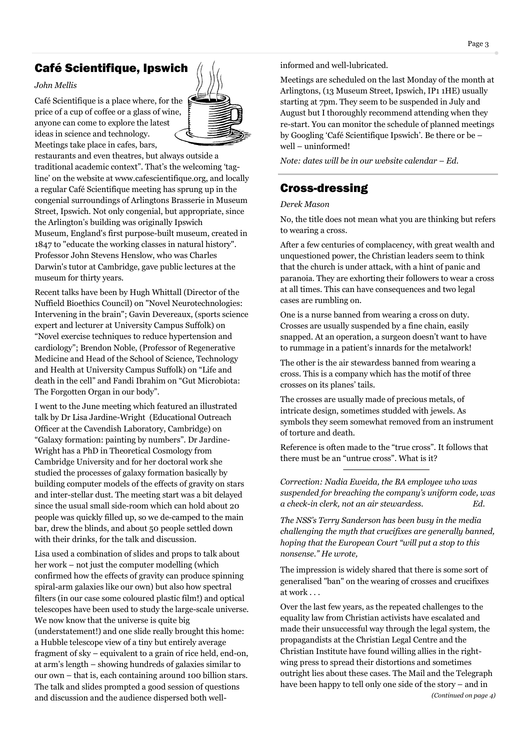## Café Scientifique, Ipswich

*John Mellis*

Café Scientifique is a place where, for the price of a cup of coffee or a glass of wine, anyone can come to explore the latest ideas in science and technology. Meetings take place in cafes, bars, restaurants and even theatres, but always outside a traditional academic context". That's the welcoming 'tag-line' on the website at www.cafescientifique.org, and locally a regular Café Scientifique meeting has sprung up in the congenial surroundings of Arlingtons Brasserie in Museum Street, Ipswich. Not only congenial, but appropriate, since the Arlington's building was originally Ipswich Museum, England's first purpose-built museum, created in 1847 to "educate the working classes in natural history". Professor John Stevens Henslow, who was Charles Darwin's tutor at Cambridge, gave public lectures at the museum for thirty years.

Recent talks have been by Hugh Whittall (Director of the Nuffield Bioethics Council) on "Novel Neurotechnologies: Intervening in the brain"; Gavin Devereaux, (sports science expert and lecturer at University Campus Suffolk) on "Novel exercise techniques to reduce hypertension and cardiology"; Brendon Noble, (Professor of Regenerative Medicine and Head of the School of Science, Technology and Health at University Campus Suffolk) on "Life and death in the cell" and Fandi Ibrahim on "Gut Microbiota: The Forgotten Organ in our body".

I went to the June meeting which featured an illustrated talk by Dr Lisa Jardine-Wright (Educational Outreach Officer at the Cavendish Laboratory, Cambridge) on "Galaxy formation: painting by numbers". Dr Jardine-Wright has a PhD in Theoretical Cosmology from Cambridge University and for her doctoral work she studied the processes of galaxy formation basically by building computer models of the effects of gravity on stars and inter-stellar dust. The meeting start was a bit delayed since the usual small side-room which can hold about 20 people was quickly filled up, so we de-camped to the main bar, drew the blinds, and about 50 people settled down with their drinks, for the talk and discussion.

Lisa used a combination of slides and props to talk about her work – not just the computer modelling (which confirmed how the effects of gravity can produce spinning spiral-arm galaxies like our own) but also how spectral filters (in our case some coloured plastic film!) and optical telescopes have been used to study the large-scale universe. We now know that the universe is quite big (understatement!) and one slide really brought this home: a Hubble telescope view of a tiny but entirely average fragment of sky – equivalent to a grain of rice held, end-on, at arm's length – showing hundreds of galaxies similar to our own – that is, each containing around 100 billion stars. The talk and slides prompted a good session of questions and discussion and the audience dispersed both well-informed and well-lubricated.

Meetings are scheduled on the last Monday of the month at Arlingtons, (13 Museum Street, Ipswich, IP1 1HE) usually starting at 7pm. They seem to be suspended in July and August but I thoroughly recommend attending when they re-start. You can monitor the schedule of planned meetings by Googling 'Café Scientifique Ipswich'. Be there or be – well – uninformed!

*Note: dates will be in our website calendar – Ed.*

## Cross-dressing

*Derek Mason*

No, the title does not mean what you are thinking but refers to wearing a cross.

After a few centuries of complacency, with great wealth and unquestioned power, the Christian leaders seem to think that the church is under attack, with a hint of panic and paranoia. They are exhorting their followers to wear a cross at all times. This can have consequences and two legal cases are rumbling on.

One is a nurse banned from wearing a cross on duty. Crosses are usually suspended by a fine chain, easily snapped. At an operation, a surgeon doesn't want to have to rummage in a patient's innards for the metalwork!

The other is the air stewardess banned from wearing a cross. This is a company which has the motif of three crosses on its planes' tails.

The crosses are usually made of precious metals, of intricate design, sometimes studded with jewels. As symbols they seem somewhat removed from an instrument of torture and death.

Reference is often made to the "true cross". It follows that there must be an "untrue cross". What is it?

---

*Correction: Nadia Eweida, the BA employee who was suspended for breaching the company's uniform code, was a check-in clerk, not an air stewardess. Ed.*

*The NSS's Terry Sanderson has been busy in the media challenging the myth that crucifixes are generally banned, hoping that the European Court "will put a stop to this nonsense." He wrote,*

The impression is widely shared that there is some sort of generalised "ban" on the wearing of crosses and crucifixes at work . . .

Over the last few years, as the repeated challenges to the equality law from Christian activists have escalated and made their unsuccessful way through the legal system, the propagandists at the Christian Legal Centre and the Christian Institute have found willing allies in the right-wing press to spread their distortions and sometimes outright lies about these cases. The Mail and the Telegraph have been happy to tell only one side of the story – and in

*(Continued on page 4)*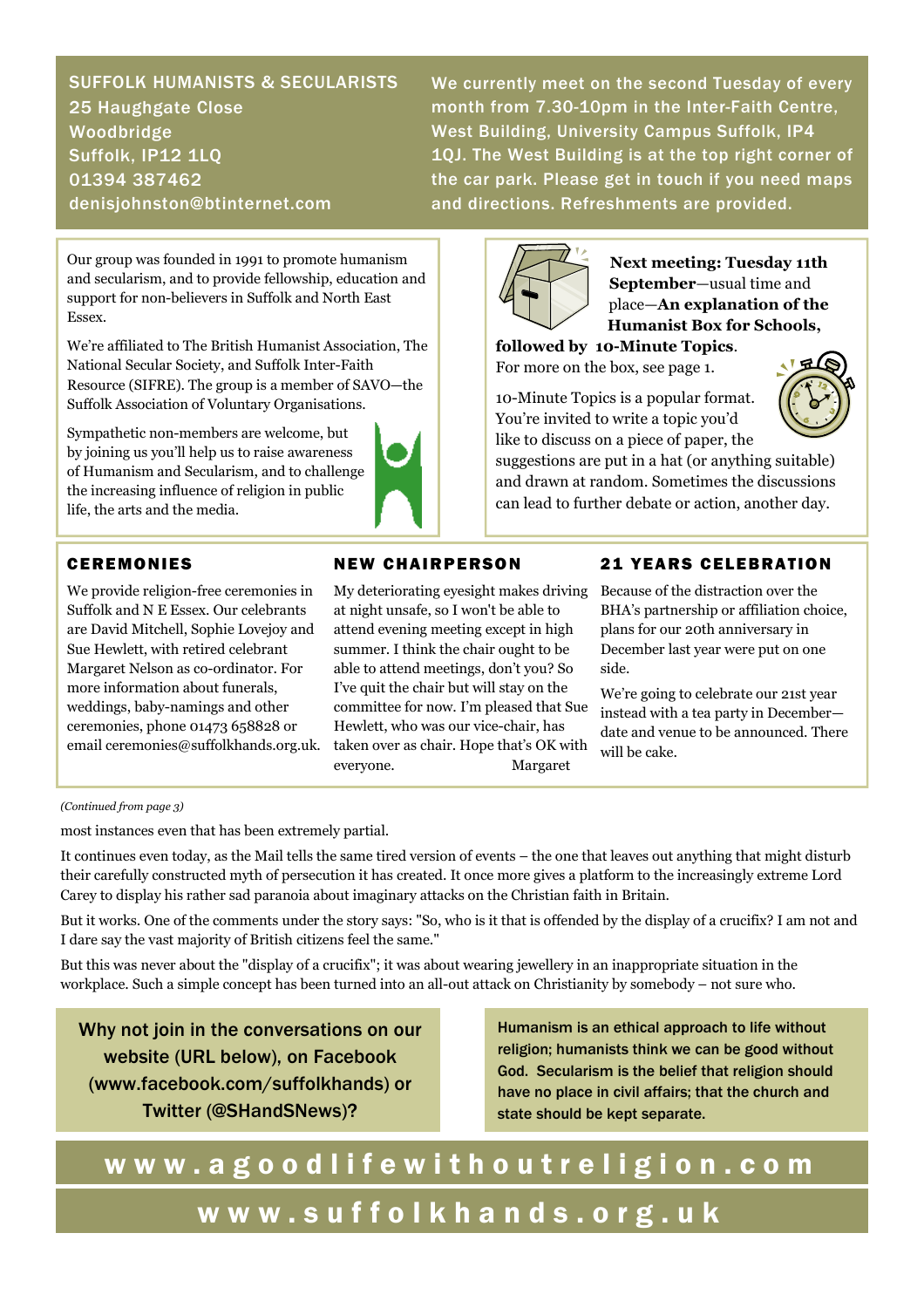SUFFOLK HUMANISTS & SECULARISTS
25 Haughgate Close
Woodbridge
Suffolk, IP12 1LQ
01394 387462
denisjohnston@btinternet.com

We currently meet on the second Tuesday of every month from 7.30-10pm in the Inter-Faith Centre, West Building, University Campus Suffolk, IP4 1QJ. The West Building is at the top right corner of the car park. Please get in touch if you need maps and directions. Refreshments are provided.

Our group was founded in 1991 to promote humanism and secularism, and to provide fellowship, education and support for non-believers in Suffolk and North East Essex.

We're affiliated to The British Humanist Association, The National Secular Society, and Suffolk Inter-Faith Resource (SIFRE). The group is a member of SAVO—the Suffolk Association of Voluntary Organisations.

Sympathetic non-members are welcome, but by joining us you'll help us to raise awareness of Humanism and Secularism, and to challenge the increasing influence of religion in public life, the arts and the media.

**Next meeting: Tuesday 11th September**—usual time and place—**An explanation of the Humanist Box for Schools, followed by 10-Minute Topics**. For more on the box, see page 1.

10-Minute Topics is a popular format. You're invited to write a topic you'd like to discuss on a piece of paper, the suggestions are put in a hat (or anything suitable) and drawn at random. Sometimes the discussions can lead to further debate or action, another day.

## CEREMONIES

We provide religion-free ceremonies in Suffolk and N E Essex. Our celebrants are David Mitchell, Sophie Lovejoy and Sue Hewlett, with retired celebrant Margaret Nelson as co-ordinator. For more information about funerals, weddings, baby-namings and other ceremonies, phone 01473 658828 or email ceremonies@suffolkhands.org.uk.

## NEW CHAIRPERSON

My deteriorating eyesight makes driving at night unsafe, so I won't be able to attend evening meeting except in high summer. I think the chair ought to be able to attend meetings, don't you? So I've quit the chair but will stay on the committee for now. I'm pleased that Sue Hewlett, who was our vice-chair, has taken over as chair. Hope that's OK with everyone. Margaret

## 21 YEARS CELEBRATION

Because of the distraction over the BHA's partnership or affiliation choice, plans for our 20th anniversary in December last year were put on one side.

We're going to celebrate our 21st year instead with a tea party in December—date and venue to be announced. There will be cake.

*(Continued from page 3)*

most instances even that has been extremely partial.

It continues even today, as the Mail tells the same tired version of events – the one that leaves out anything that might disturb their carefully constructed myth of persecution it has created. It once more gives a platform to the increasingly extreme Lord Carey to display his rather sad paranoia about imaginary attacks on the Christian faith in Britain.

But it works. One of the comments under the story says: "So, who is it that is offended by the display of a crucifix? I am not and I dare say the vast majority of British citizens feel the same."

But this was never about the "display of a crucifix"; it was about wearing jewellery in an inappropriate situation in the workplace. Such a simple concept has been turned into an all-out attack on Christianity by somebody – not sure who.

Why not join in the conversations on our website (URL below), on Facebook (www.facebook.com/suffolkhands) or Twitter (@SHandSNews)?

Humanism is an ethical approach to life without religion; humanists think we can be good without God. Secularism is the belief that religion should have no place in civil affairs; that the church and state should be kept separate.

www.agoodlifewithoutreligion.com

www.suffolkhands.org.uk